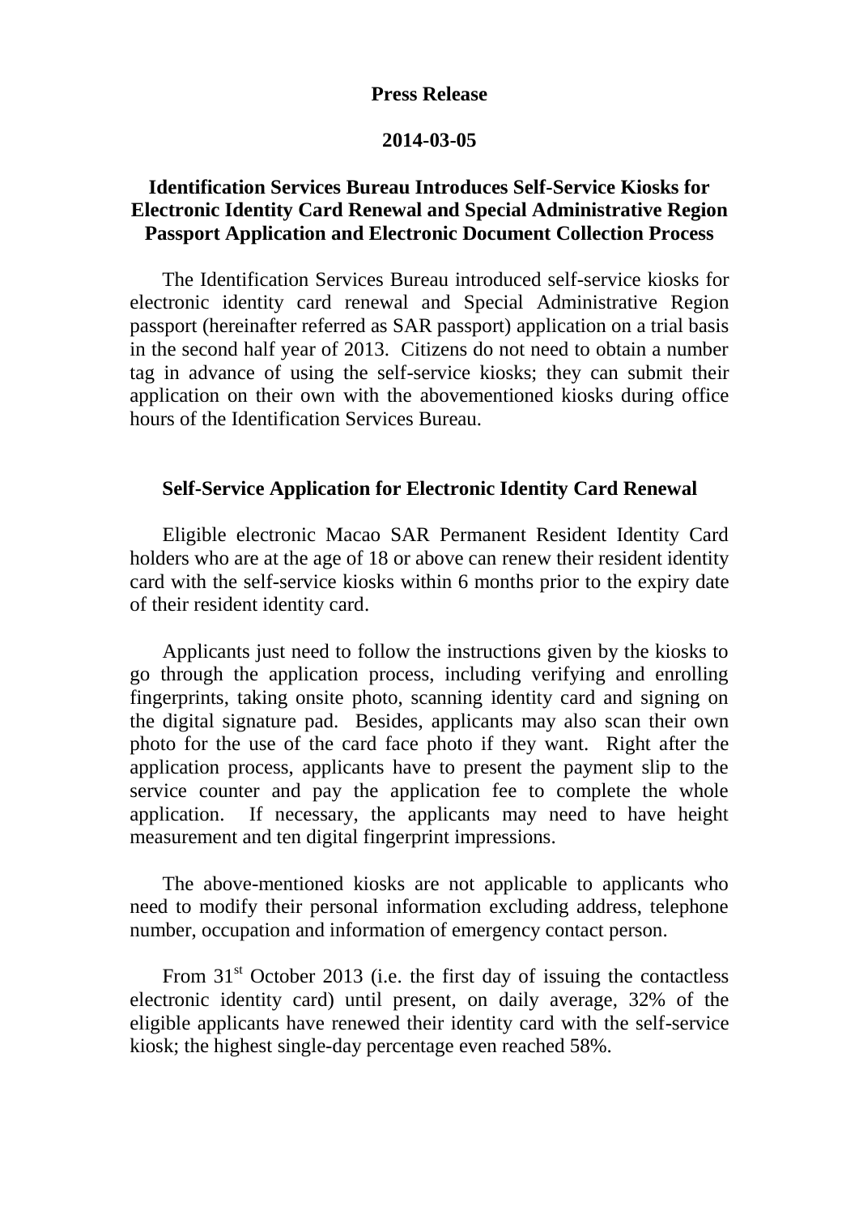**Press Release**

**2014-03-05**

# Identification Services Bureau Introduces Self-Service Kiosks for Electronic Identity Card Renewal and Special Administrative Region Passport Application and Electronic Document Collection Process

The Identification Services Bureau introduced self-service kiosks for electronic identity card renewal and Special Administrative Region passport (hereinafter referred as SAR passport) application on a trial basis in the second half year of 2013. Citizens do not need to obtain a number tag in advance of using the self-service kiosks; they can submit their application on their own with the abovementioned kiosks during office hours of the Identification Services Bureau.

## Self-Service Application for Electronic Identity Card Renewal

Eligible electronic Macao SAR Permanent Resident Identity Card holders who are at the age of 18 or above can renew their resident identity card with the self-service kiosks within 6 months prior to the expiry date of their resident identity card.

Applicants just need to follow the instructions given by the kiosks to go through the application process, including verifying and enrolling fingerprints, taking onsite photo, scanning identity card and signing on the digital signature pad. Besides, applicants may also scan their own photo for the use of the card face photo if they want. Right after the application process, applicants have to present the payment slip to the service counter and pay the application fee to complete the whole application. If necessary, the applicants may need to have height measurement and ten digital fingerprint impressions.

The above-mentioned kiosks are not applicable to applicants who need to modify their personal information excluding address, telephone number, occupation and information of emergency contact person.

From 31st October 2013 (i.e. the first day of issuing the contactless electronic identity card) until present, on daily average, 32% of the eligible applicants have renewed their identity card with the self-service kiosk; the highest single-day percentage even reached 58%.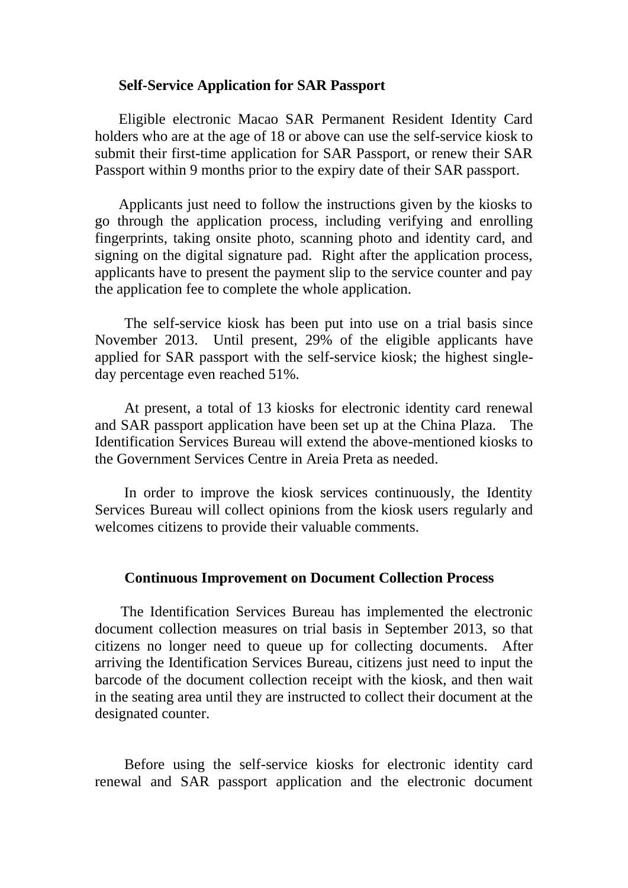**Self-Service Application for SAR Passport**

Eligible electronic Macao SAR Permanent Resident Identity Card holders who are at the age of 18 or above can use the self-service kiosk to submit their first-time application for SAR Passport, or renew their SAR Passport within 9 months prior to the expiry date of their SAR passport.

Applicants just need to follow the instructions given by the kiosks to go through the application process, including verifying and enrolling fingerprints, taking onsite photo, scanning photo and identity card, and signing on the digital signature pad. Right after the application process, applicants have to present the payment slip to the service counter and pay the application fee to complete the whole application.

The self-service kiosk has been put into use on a trial basis since November 2013. Until present, 29% of the eligible applicants have applied for SAR passport with the self-service kiosk; the highest single-day percentage even reached 51%.

At present, a total of 13 kiosks for electronic identity card renewal and SAR passport application have been set up at the China Plaza. The Identification Services Bureau will extend the above-mentioned kiosks to the Government Services Centre in Areia Preta as needed.

In order to improve the kiosk services continuously, the Identity Services Bureau will collect opinions from the kiosk users regularly and welcomes citizens to provide their valuable comments.

**Continuous Improvement on Document Collection Process**

The Identification Services Bureau has implemented the electronic document collection measures on trial basis in September 2013, so that citizens no longer need to queue up for collecting documents. After arriving the Identification Services Bureau, citizens just need to input the barcode of the document collection receipt with the kiosk, and then wait in the seating area until they are instructed to collect their document at the designated counter.

Before using the self-service kiosks for electronic identity card renewal and SAR passport application and the electronic document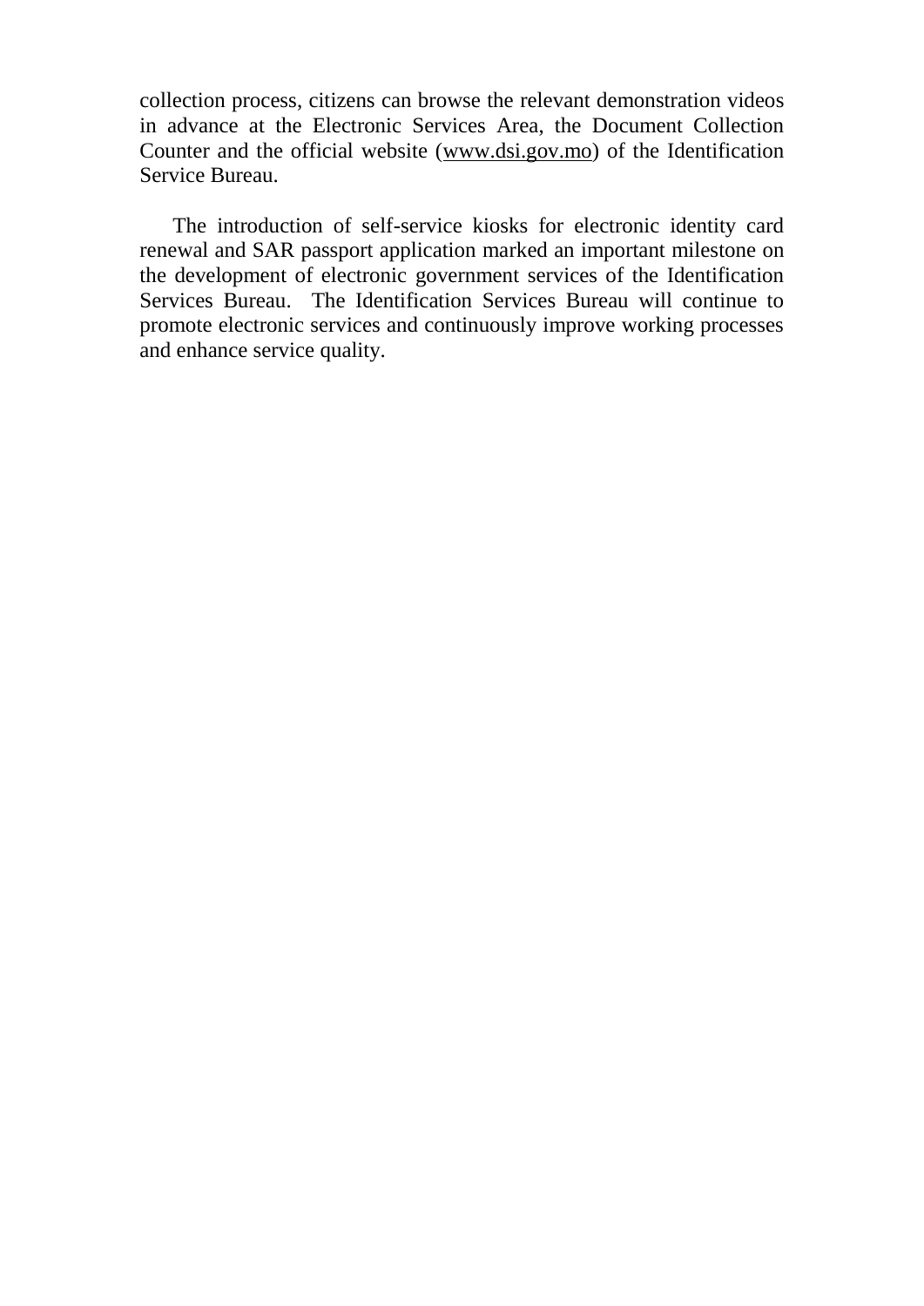collection process, citizens can browse the relevant demonstration videos in advance at the Electronic Services Area, the Document Collection Counter and the official website (www.dsi.gov.mo) of the Identification Service Bureau.

The introduction of self-service kiosks for electronic identity card renewal and SAR passport application marked an important milestone on the development of electronic government services of the Identification Services Bureau. The Identification Services Bureau will continue to promote electronic services and continuously improve working processes and enhance service quality.